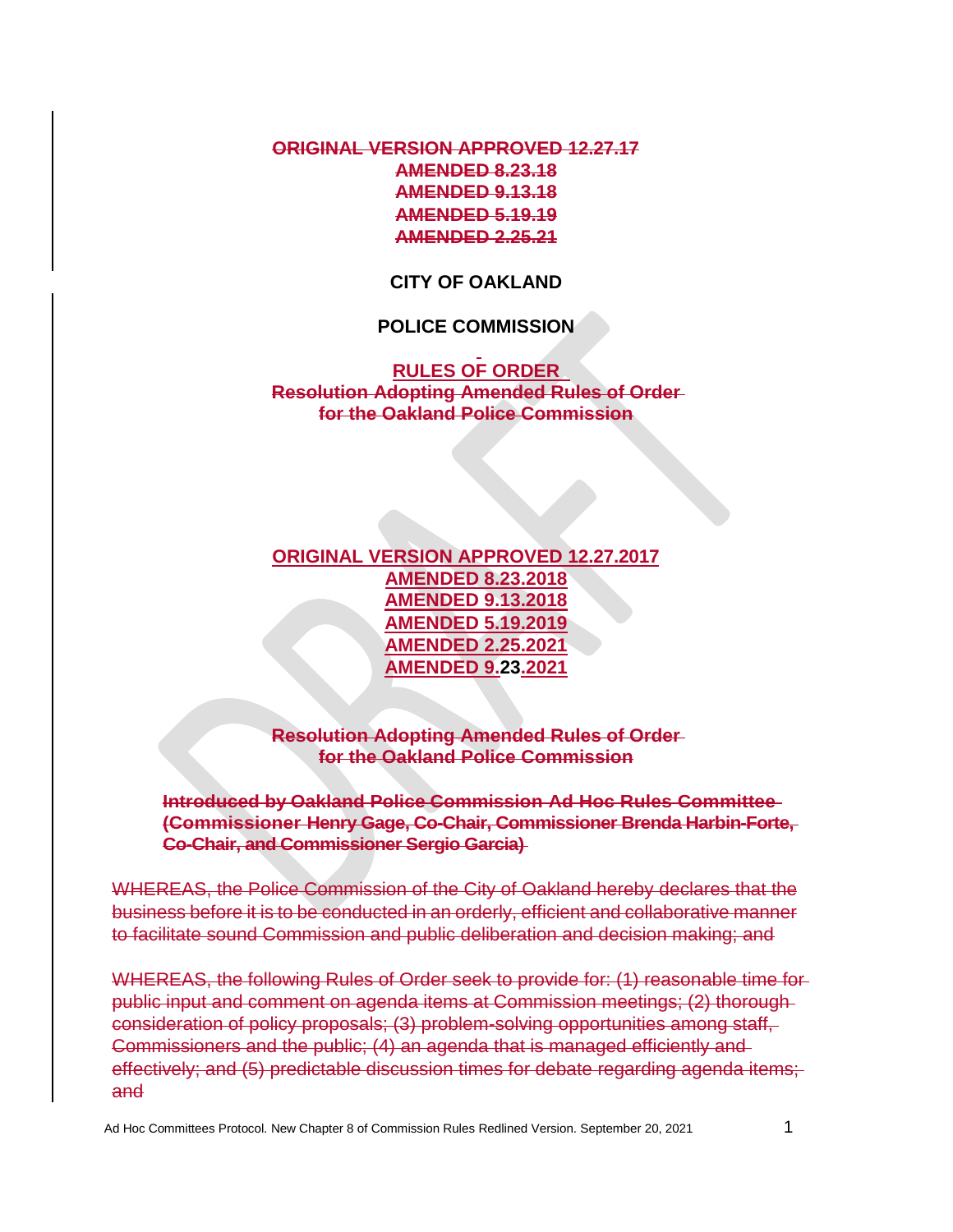~~**ORIGINAL VERSION APPROVED 12.27.17**~~
~~**AMENDED 8.23.18**~~
~~**AMENDED 9.13.18**~~
~~**AMENDED 5.19.19**~~
~~**AMENDED 2.25.21**~~

**CITY OF OAKLAND**

**POLICE COMMISSION**

**RULES OF ORDER**

~~**Resolution Adopting Amended Rules of Order for the Oakland Police Commission**~~

**ORIGINAL VERSION APPROVED 12.27.2017**
**AMENDED 8.23.2018**
**AMENDED 9.13.2018**
**AMENDED 5.19.2019**
**AMENDED 2.25.2021**
**AMENDED 9.23.2021**

~~**Resolution Adopting Amended Rules of Order for the Oakland Police Commission**~~

~~**Introduced by Oakland Police Commission Ad Hoc Rules Committee (Commissioner Henry Gage, Co-Chair, Commissioner Brenda Harbin-Forte, Co-Chair, and Commissioner Sergio Garcia)**~~

~~WHEREAS, the Police Commission of the City of Oakland hereby declares that the business before it is to be conducted in an orderly, efficient and collaborative manner to facilitate sound Commission and public deliberation and decision making; and~~

~~WHEREAS, the following Rules of Order seek to provide for: (1) reasonable time for public input and comment on agenda items at Commission meetings; (2) thorough consideration of policy proposals; (3) problem-solving opportunities among staff, Commissioners and the public; (4) an agenda that is managed efficiently and effectively; and (5) predictable discussion times for debate regarding agenda items; and~~

Ad Hoc Committees Protocol. New Chapter 8 of Commission Rules Redlined Version. September 20, 2021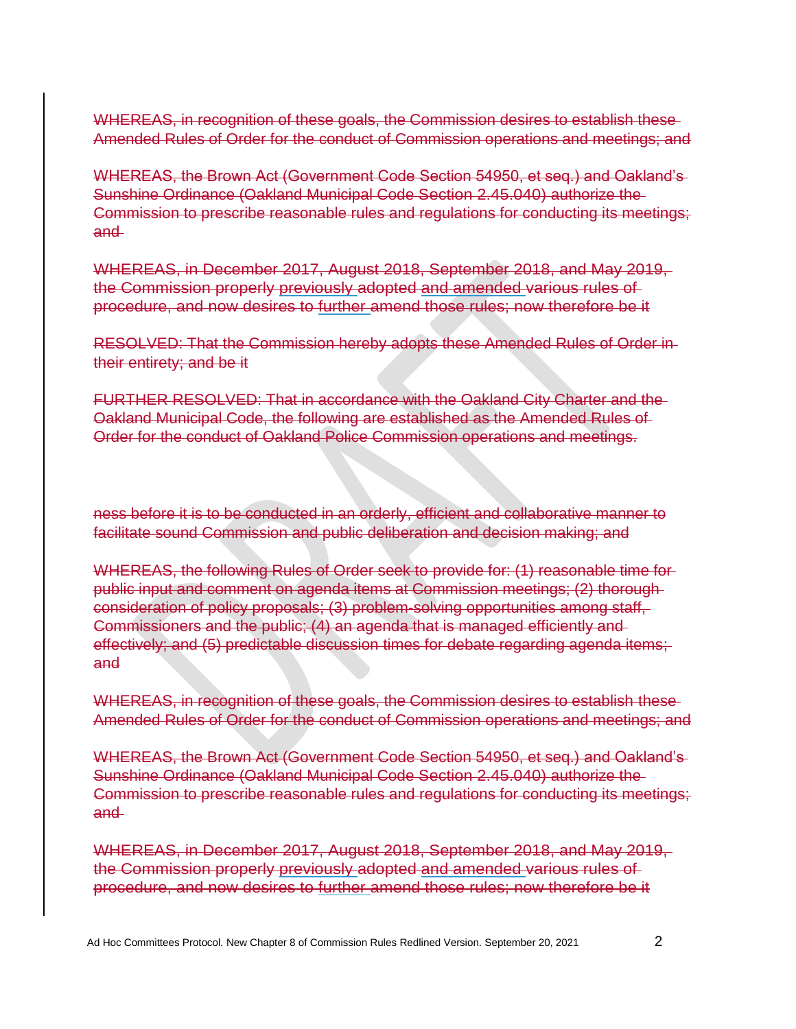~~WHEREAS, in recognition of these goals, the Commission desires to establish these Amended Rules of Order for the conduct of Commission operations and meetings; and~~

~~WHEREAS, the Brown Act (Government Code Section 54950, et seq.) and Oakland's Sunshine Ordinance (Oakland Municipal Code Section 2.45.040) authorize the Commission to prescribe reasonable rules and regulations for conducting its meetings; and~~

~~WHEREAS, in December 2017, August 2018, September 2018, and May 2019, the Commission properly previously adopted and amended various rules of procedure, and now desires to further amend those rules; now therefore be it~~

~~RESOLVED: That the Commission hereby adopts these Amended Rules of Order in their entirety; and be it~~

~~FURTHER RESOLVED: That in accordance with the Oakland City Charter and the Oakland Municipal Code, the following are established as the Amended Rules of Order for the conduct of Oakland Police Commission operations and meetings.~~

~~ness before it is to be conducted in an orderly, efficient and collaborative manner to facilitate sound Commission and public deliberation and decision making; and~~

~~WHEREAS, the following Rules of Order seek to provide for: (1) reasonable time for public input and comment on agenda items at Commission meetings; (2) thorough consideration of policy proposals; (3) problem-solving opportunities among staff, Commissioners and the public; (4) an agenda that is managed efficiently and effectively; and (5) predictable discussion times for debate regarding agenda items; and~~

~~WHEREAS, in recognition of these goals, the Commission desires to establish these Amended Rules of Order for the conduct of Commission operations and meetings; and~~

~~WHEREAS, the Brown Act (Government Code Section 54950, et seq.) and Oakland's Sunshine Ordinance (Oakland Municipal Code Section 2.45.040) authorize the Commission to prescribe reasonable rules and regulations for conducting its meetings; and~~

~~WHEREAS, in December 2017, August 2018, September 2018, and May 2019, the Commission properly previously adopted and amended various rules of procedure, and now desires to further amend those rules; now therefore be it~~

Ad Hoc Committees Protocol. New Chapter 8 of Commission Rules Redlined Version. September 20, 2021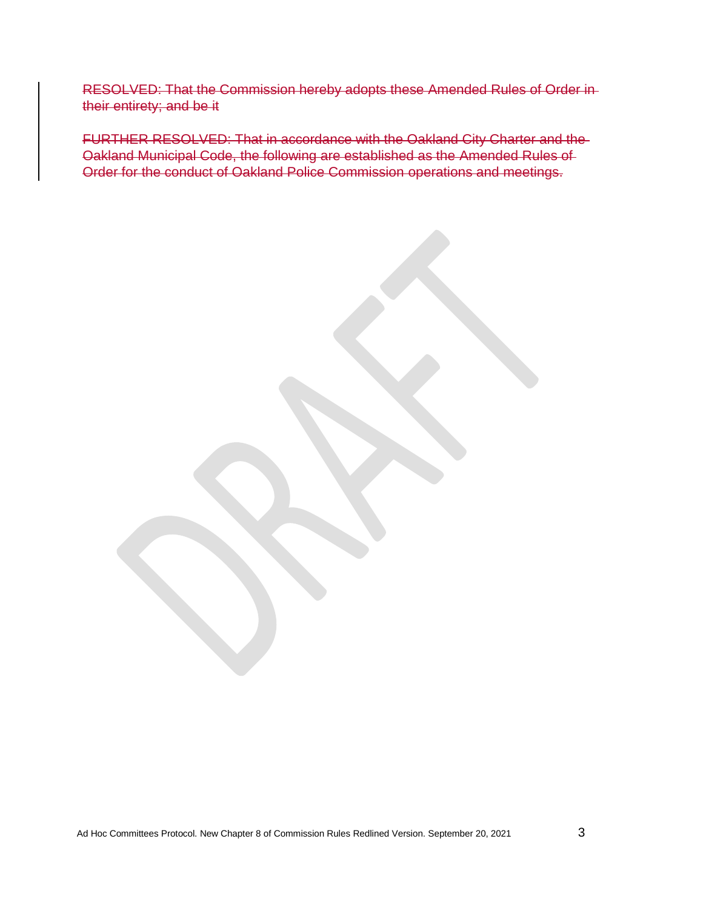~~RESOLVED: That the Commission hereby adopts these Amended Rules of Order in their entirety; and be it~~

~~FURTHER RESOLVED: That in accordance with the Oakland City Charter and the Oakland Municipal Code, the following are established as the Amended Rules of Order for the conduct of Oakland Police Commission operations and meetings.~~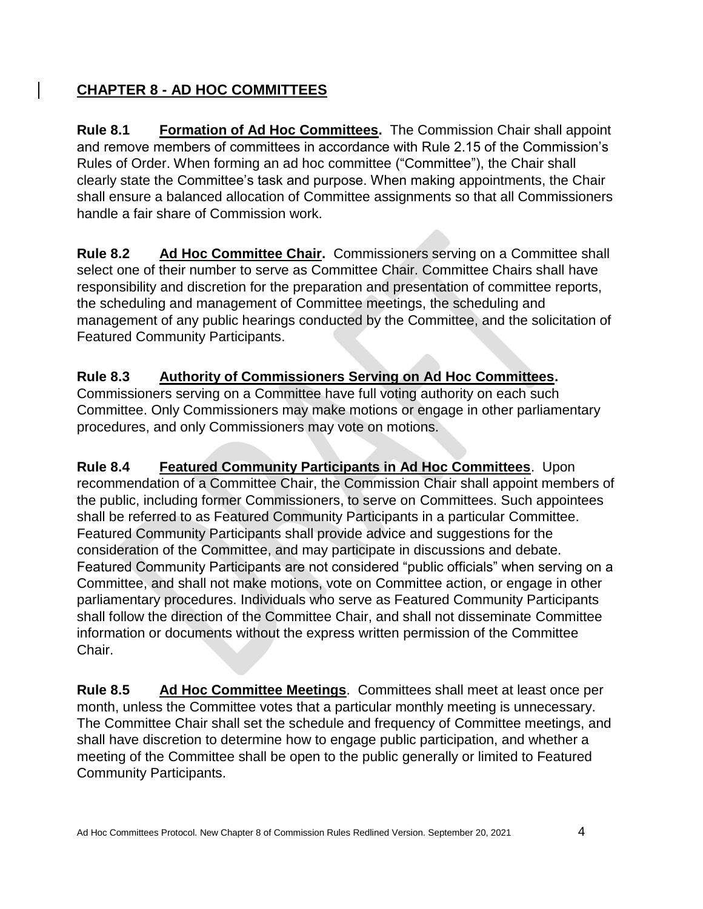## CHAPTER 8 - AD HOC COMMITTEES

**Rule 8.1 Formation of Ad Hoc Committees.** The Commission Chair shall appoint and remove members of committees in accordance with Rule 2.15 of the Commission's Rules of Order. When forming an ad hoc committee ("Committee"), the Chair shall clearly state the Committee's task and purpose. When making appointments, the Chair shall ensure a balanced allocation of Committee assignments so that all Commissioners handle a fair share of Commission work.

**Rule 8.2 Ad Hoc Committee Chair.** Commissioners serving on a Committee shall select one of their number to serve as Committee Chair. Committee Chairs shall have responsibility and discretion for the preparation and presentation of committee reports, the scheduling and management of Committee meetings, the scheduling and management of any public hearings conducted by the Committee, and the solicitation of Featured Community Participants.

**Rule 8.3 Authority of Commissioners Serving on Ad Hoc Committees.** Commissioners serving on a Committee have full voting authority on each such Committee. Only Commissioners may make motions or engage in other parliamentary procedures, and only Commissioners may vote on motions.

**Rule 8.4 Featured Community Participants in Ad Hoc Committees.** Upon recommendation of a Committee Chair, the Commission Chair shall appoint members of the public, including former Commissioners, to serve on Committees. Such appointees shall be referred to as Featured Community Participants in a particular Committee. Featured Community Participants shall provide advice and suggestions for the consideration of the Committee, and may participate in discussions and debate. Featured Community Participants are not considered "public officials" when serving on a Committee, and shall not make motions, vote on Committee action, or engage in other parliamentary procedures. Individuals who serve as Featured Community Participants shall follow the direction of the Committee Chair, and shall not disseminate Committee information or documents without the express written permission of the Committee Chair.

**Rule 8.5 Ad Hoc Committee Meetings.** Committees shall meet at least once per month, unless the Committee votes that a particular monthly meeting is unnecessary. The Committee Chair shall set the schedule and frequency of Committee meetings, and shall have discretion to determine how to engage public participation, and whether a meeting of the Committee shall be open to the public generally or limited to Featured Community Participants.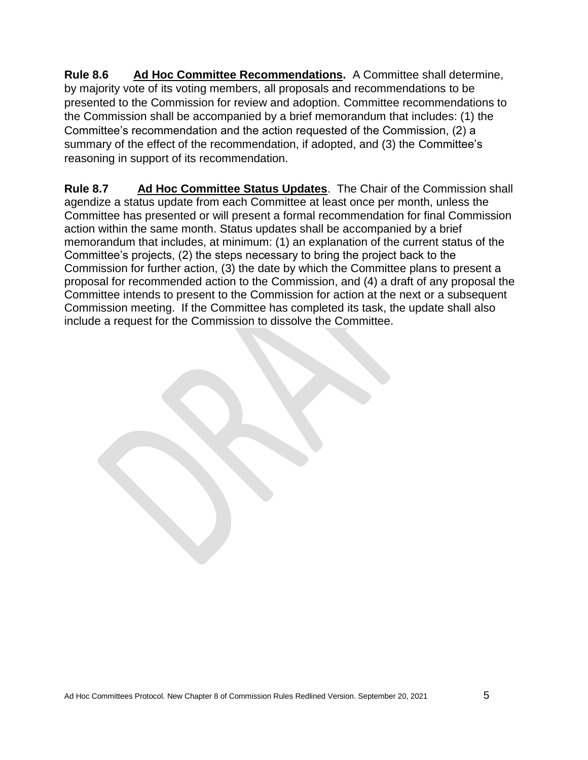**Rule 8.6 Ad Hoc Committee Recommendations.** A Committee shall determine, by majority vote of its voting members, all proposals and recommendations to be presented to the Commission for review and adoption. Committee recommendations to the Commission shall be accompanied by a brief memorandum that includes: (1) the Committee's recommendation and the action requested of the Commission, (2) a summary of the effect of the recommendation, if adopted, and (3) the Committee's reasoning in support of its recommendation.

**Rule 8.7 Ad Hoc Committee Status Updates**. The Chair of the Commission shall agendize a status update from each Committee at least once per month, unless the Committee has presented or will present a formal recommendation for final Commission action within the same month. Status updates shall be accompanied by a brief memorandum that includes, at minimum: (1) an explanation of the current status of the Committee's projects, (2) the steps necessary to bring the project back to the Commission for further action, (3) the date by which the Committee plans to present a proposal for recommended action to the Commission, and (4) a draft of any proposal the Committee intends to present to the Commission for action at the next or a subsequent Commission meeting. If the Committee has completed its task, the update shall also include a request for the Commission to dissolve the Committee.